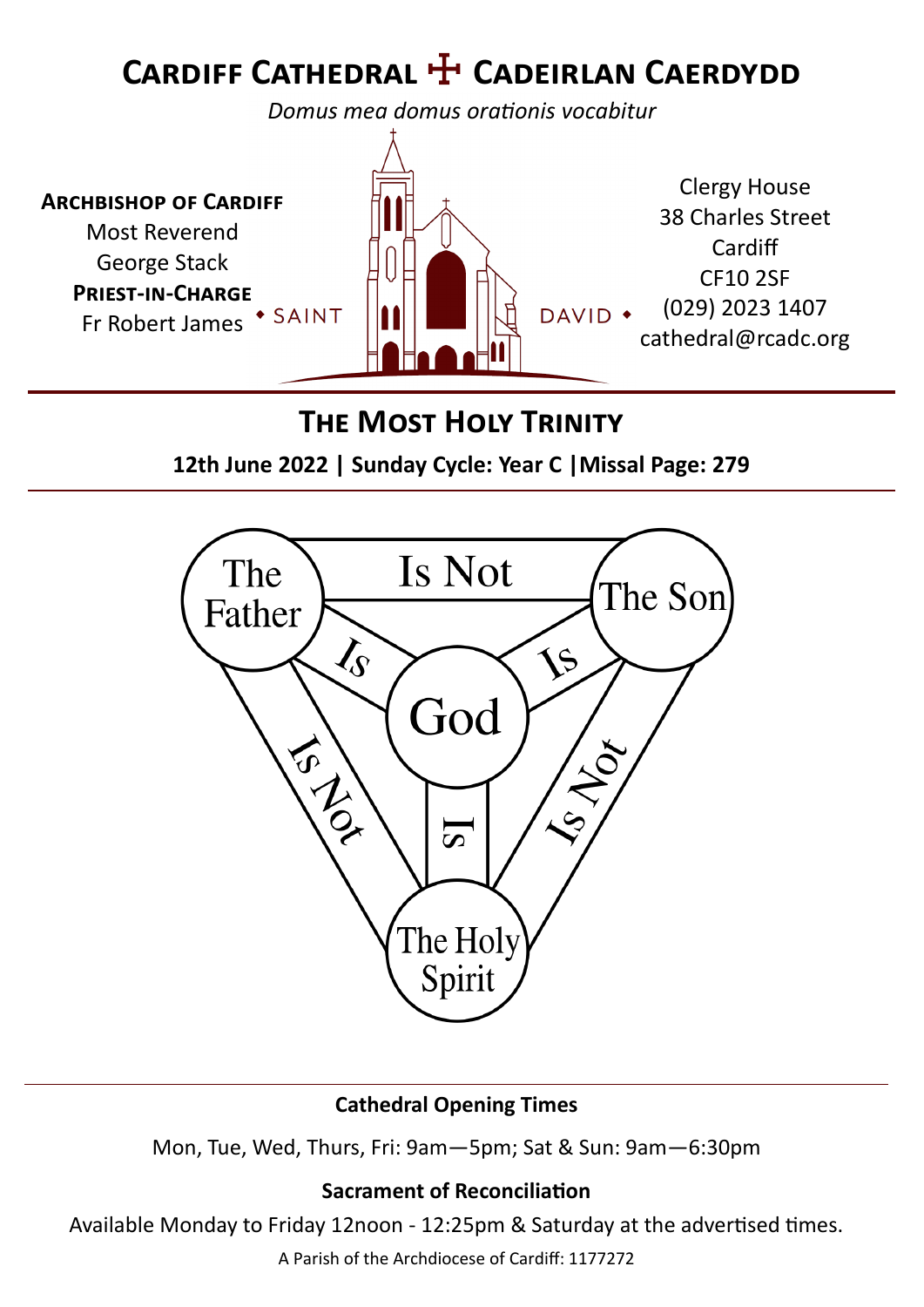# Cardiff Cathedral ☩ Cadeirlan Caerdydd

*Domus mea domus orationis vocabitur*

**Archbishop of Cardiff**
Most Reverend
George Stack
**Priest-in-Charge**
Fr Robert James

◆ SAINT DAVID ◆

Clergy House
38 Charles Street
Cardiff
CF10 2SF
(029) 2023 1407
cathedral@rcadc.org

## The Most Holy Trinity

**12th June 2022 | Sunday Cycle: Year C |Missal Page: 279**

The Father — Is Not — The Son
The Father — Is — God
The Son — Is — God
The Holy Spirit — Is — God
The Father — Is Not — The Holy Spirit
The Son — Is Not — The Holy Spirit

**Cathedral Opening Times**

Mon, Tue, Wed, Thurs, Fri: 9am—5pm; Sat & Sun: 9am—6:30pm

**Sacrament of Reconciliation**

Available Monday to Friday 12noon - 12:25pm & Saturday at the advertised times.

A Parish of the Archdiocese of Cardiff: 1177272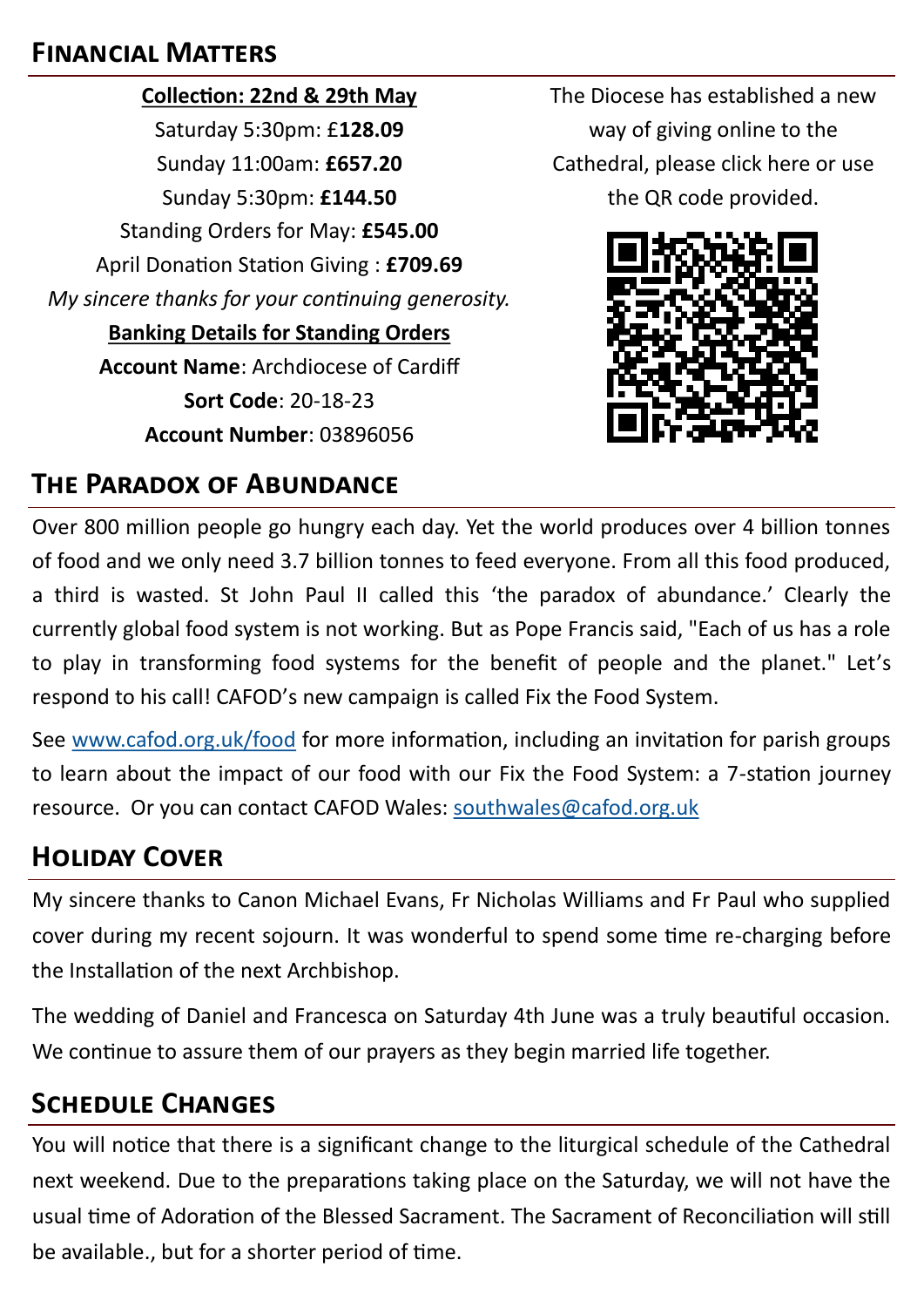## Financial Matters

**Collection: 22nd & 29th May**

Saturday 5:30pm: £**128.09**

Sunday 11:00am: **£657.20**

Sunday 5:30pm: **£144.50**

Standing Orders for May: **£545.00**

April Donation Station Giving : **£709.69**

*My sincere thanks for your continuing generosity.*

**Banking Details for Standing Orders**

**Account Name**: Archdiocese of Cardiff

**Sort Code**: 20-18-23

**Account Number**: 03896056

The Diocese has established a new way of giving online to the Cathedral, please click here or use the QR code provided.

## The Paradox of Abundance

Over 800 million people go hungry each day. Yet the world produces over 4 billion tonnes of food and we only need 3.7 billion tonnes to feed everyone. From all this food produced, a third is wasted. St John Paul II called this 'the paradox of abundance.' Clearly the currently global food system is not working. But as Pope Francis said, "Each of us has a role to play in transforming food systems for the benefit of people and the planet." Let's respond to his call! CAFOD's new campaign is called Fix the Food System.

See [www.cafod.org.uk/food](www.cafod.org.uk/food) for more information, including an invitation for parish groups to learn about the impact of our food with our Fix the Food System: a 7-station journey resource. Or you can contact CAFOD Wales: [southwales@cafod.org.uk](mailto:southwales@cafod.org.uk)

## Holiday Cover

My sincere thanks to Canon Michael Evans, Fr Nicholas Williams and Fr Paul who supplied cover during my recent sojourn. It was wonderful to spend some time re-charging before the Installation of the next Archbishop.

The wedding of Daniel and Francesca on Saturday 4th June was a truly beautiful occasion. We continue to assure them of our prayers as they begin married life together.

## Schedule Changes

You will notice that there is a significant change to the liturgical schedule of the Cathedral next weekend. Due to the preparations taking place on the Saturday, we will not have the usual time of Adoration of the Blessed Sacrament. The Sacrament of Reconciliation will still be available., but for a shorter period of time.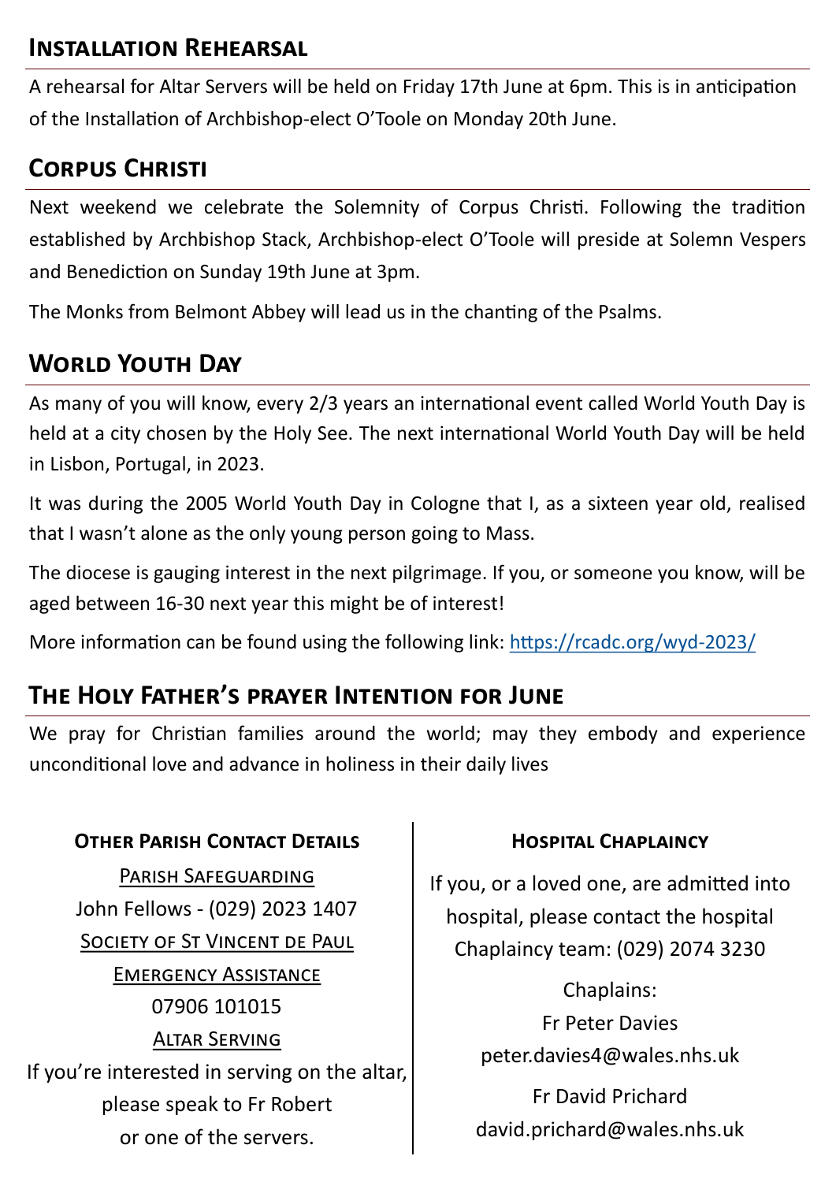## Installation Rehearsal

A rehearsal for Altar Servers will be held on Friday 17th June at 6pm. This is in anticipation of the Installation of Archbishop-elect O'Toole on Monday 20th June.

## Corpus Christi

Next weekend we celebrate the Solemnity of Corpus Christi. Following the tradition established by Archbishop Stack, Archbishop-elect O'Toole will preside at Solemn Vespers and Benediction on Sunday 19th June at 3pm.

The Monks from Belmont Abbey will lead us in the chanting of the Psalms.

## World Youth Day

As many of you will know, every 2/3 years an international event called World Youth Day is held at a city chosen by the Holy See. The next international World Youth Day will be held in Lisbon, Portugal, in 2023.

It was during the 2005 World Youth Day in Cologne that I, as a sixteen year old, realised that I wasn't alone as the only young person going to Mass.

The diocese is gauging interest in the next pilgrimage. If you, or someone you know, will be aged between 16-30 next year this might be of interest!

More information can be found using the following link: [https://rcadc.org/wyd-2023/](https://rcadc.org/wyd-2023/)

## The Holy Father's prayer Intention for June

We pray for Christian families around the world; may they embody and experience unconditional love and advance in holiness in their daily lives

### Other Parish Contact Details

Parish Safeguarding

John Fellows - (029) 2023 1407

Society of St Vincent de Paul

Emergency Assistance

07906 101015

Altar Serving

If you're interested in serving on the altar, please speak to Fr Robert or one of the servers.

### Hospital Chaplaincy

If you, or a loved one, are admitted into hospital, please contact the hospital Chaplaincy team: (029) 2074 3230

Chaplains:

Fr Peter Davies

peter.davies4@wales.nhs.uk

Fr David Prichard

david.prichard@wales.nhs.uk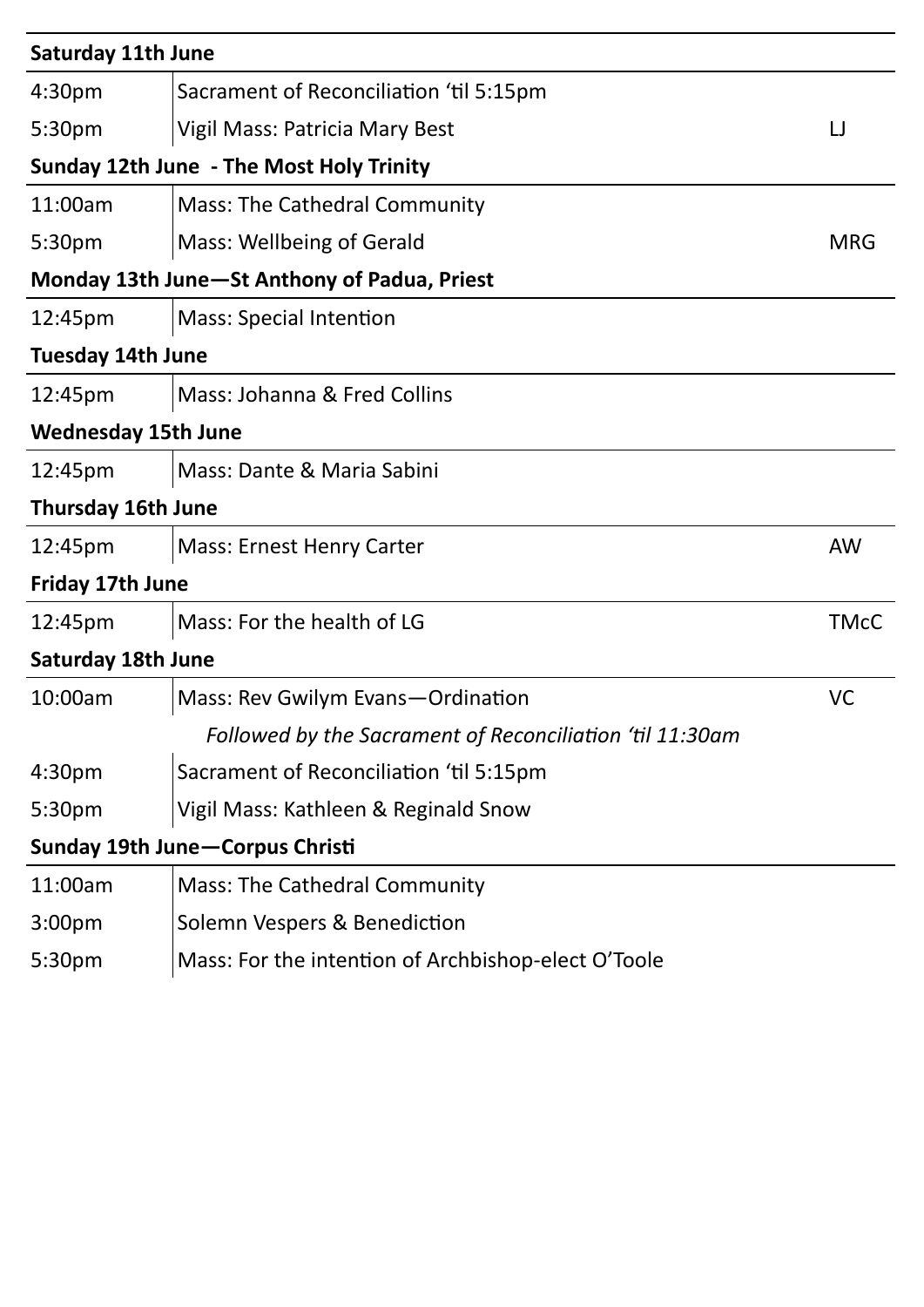| | | |
|---|---|---|
| **Saturday 11th June** | | |
| 4:30pm | Sacrament of Reconciliation 'til 5:15pm | |
| 5:30pm | Vigil Mass: Patricia Mary Best | LJ |
| **Sunday 12th June - The Most Holy Trinity** | | |
| 11:00am | Mass: The Cathedral Community | |
| 5:30pm | Mass: Wellbeing of Gerald | MRG |
| **Monday 13th June—St Anthony of Padua, Priest** | | |
| 12:45pm | Mass: Special Intention | |
| **Tuesday 14th June** | | |
| 12:45pm | Mass: Johanna & Fred Collins | |
| **Wednesday 15th June** | | |
| 12:45pm | Mass: Dante & Maria Sabini | |
| **Thursday 16th June** | | |
| 12:45pm | Mass: Ernest Henry Carter | AW |
| **Friday 17th June** | | |
| 12:45pm | Mass: For the health of LG | TMcC |
| **Saturday 18th June** | | |
| 10:00am | Mass: Rev Gwilym Evans—Ordination | VC |
| | *Followed by the Sacrament of Reconciliation 'til 11:30am* | |
| 4:30pm | Sacrament of Reconciliation 'til 5:15pm | |
| 5:30pm | Vigil Mass: Kathleen & Reginald Snow | |
| **Sunday 19th June—Corpus Christi** | | |
| 11:00am | Mass: The Cathedral Community | |
| 3:00pm | Solemn Vespers & Benediction | |
| 5:30pm | Mass: For the intention of Archbishop-elect O'Toole | |